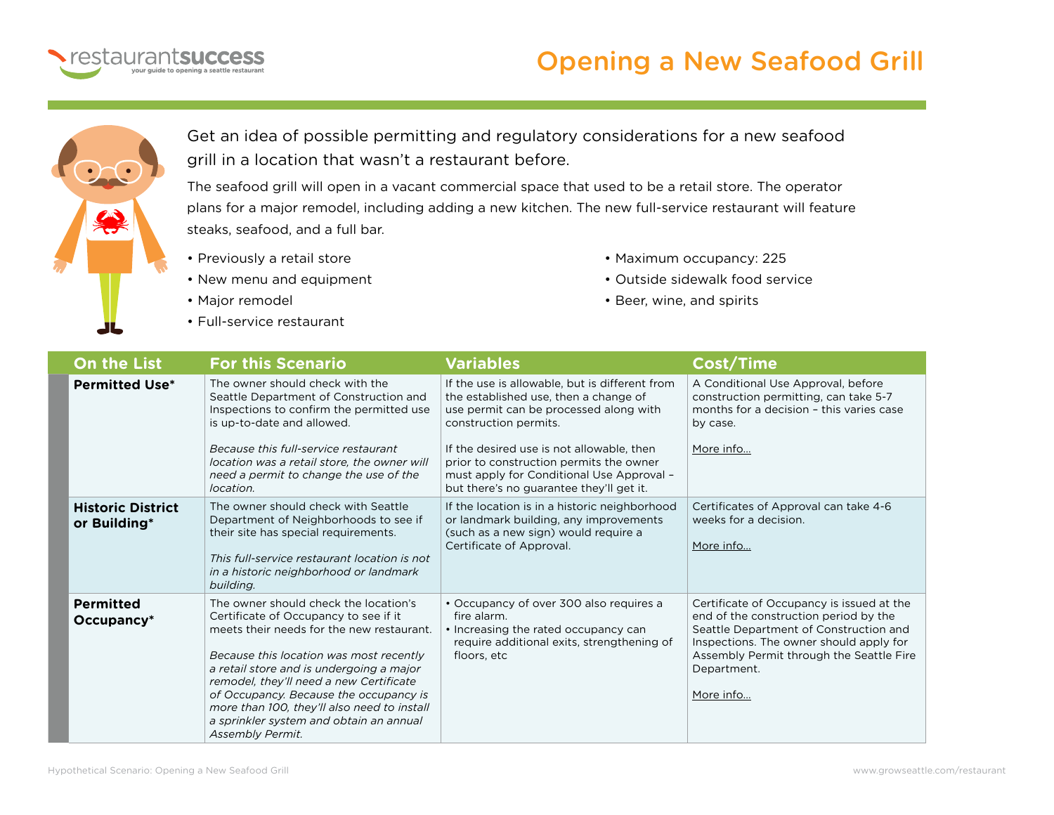restaurantsuccess
your guide to opening a seattle restaurant

# Opening a New Seafood Grill

Get an idea of possible permitting and regulatory considerations for a new seafood grill in a location that wasn't a restaurant before.

The seafood grill will open in a vacant commercial space that used to be a retail store. The operator plans for a major remodel, including adding a new kitchen. The new full-service restaurant will feature steaks, seafood, and a full bar.

- Previously a retail store
- New menu and equipment
- Major remodel
- Full-service restaurant
- Maximum occupancy: 225
- Outside sidewalk food service
- Beer, wine, and spirits

| On the List | For this Scenario | Variables | Cost/Time |
|---|---|---|---|
| **Permitted Use*** | The owner should check with the Seattle Department of Construction and Inspections to confirm the permitted use is up-to-date and allowed.<br><br>*Because this full-service restaurant location was a retail store, the owner will need a permit to change the use of the location.* | If the use is allowable, but is different from the established use, then a change of use permit can be processed along with construction permits.<br><br>If the desired use is not allowable, then prior to construction permits the owner must apply for Conditional Use Approval – but there's no guarantee they'll get it. | A Conditional Use Approval, before construction permitting, can take 5-7 months for a decision – this varies case by case.<br><br>More info... |
| **Historic District or Building*** | The owner should check with Seattle Department of Neighborhoods to see if their site has special requirements.<br><br>*This full-service restaurant location is not in a historic neighborhood or landmark building.* | If the location is in a historic neighborhood or landmark building, any improvements (such as a new sign) would require a Certificate of Approval. | Certificates of Approval can take 4-6 weeks for a decision.<br><br>More info... |
| **Permitted Occupancy*** | The owner should check the location's Certificate of Occupancy to see if it meets their needs for the new restaurant.<br><br>*Because this location was most recently a retail store and is undergoing a major remodel, they'll need a new Certificate of Occupancy. Because the occupancy is more than 100, they'll also need to install a sprinkler system and obtain an annual Assembly Permit.* | • Occupancy of over 300 also requires a fire alarm.<br>• Increasing the rated occupancy can require additional exits, strengthening of floors, etc | Certificate of Occupancy is issued at the end of the construction period by the Seattle Department of Construction and Inspections. The owner should apply for Assembly Permit through the Seattle Fire Department.<br><br>More info... |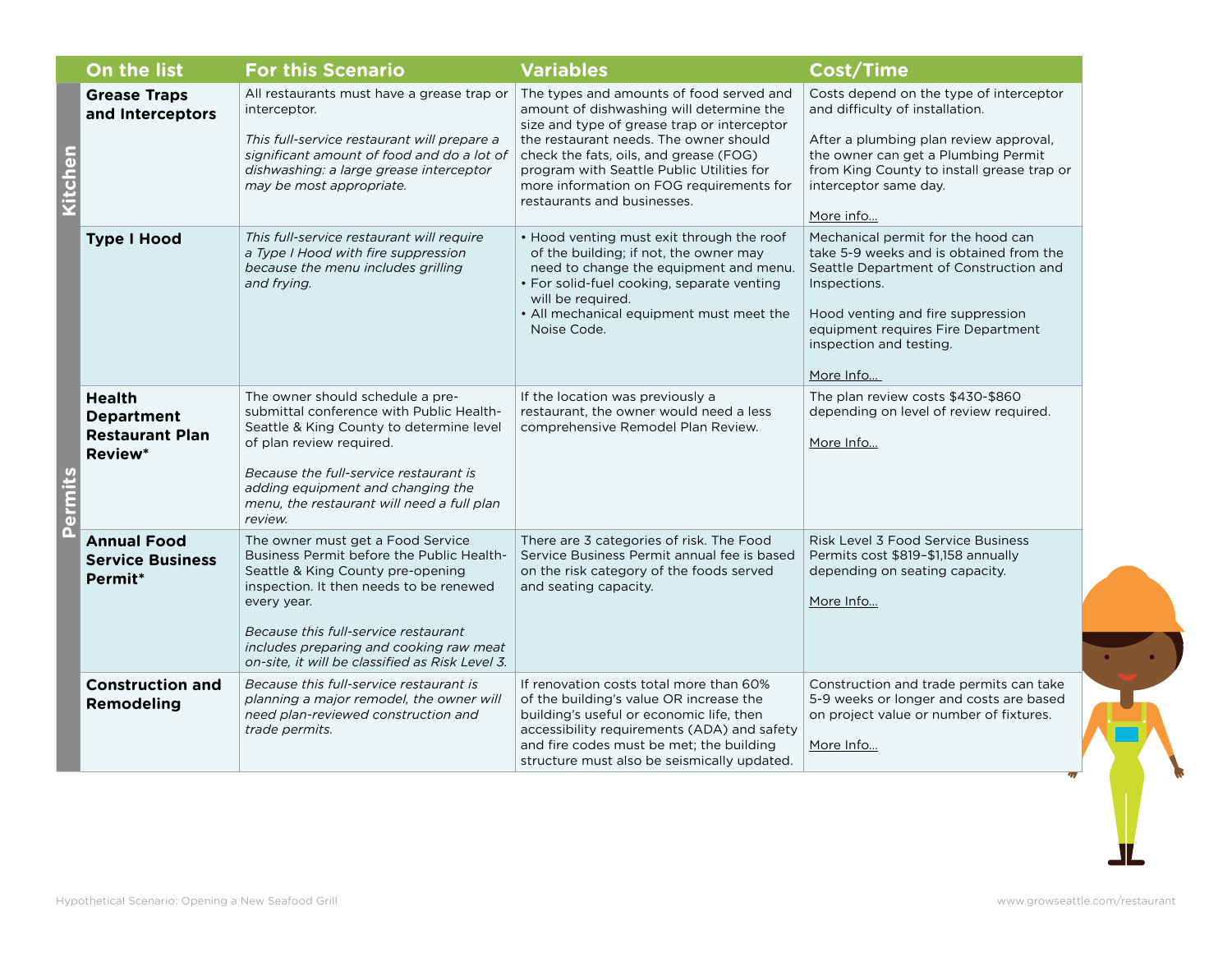| | On the list | For this Scenario | Variables | Cost/Time |
|---|---|---|---|---|
| Kitchen | **Grease Traps and Interceptors** | All restaurants must have a grease trap or interceptor.<br><br>*This full-service restaurant will prepare a significant amount of food and do a lot of dishwashing: a large grease interceptor may be most appropriate.* | The types and amounts of food served and amount of dishwashing will determine the size and type of grease trap or interceptor the restaurant needs. The owner should check the fats, oils, and grease (FOG) program with Seattle Public Utilities for more information on FOG requirements for restaurants and businesses. | Costs depend on the type of interceptor and difficulty of installation.<br><br>After a plumbing plan review approval, the owner can get a Plumbing Permit from King County to install grease trap or interceptor same day.<br><br>More info... |
| Kitchen | **Type I Hood** | *This full-service restaurant will require a Type I Hood with fire suppression because the menu includes grilling and frying.* | • Hood venting must exit through the roof of the building; if not, the owner may need to change the equipment and menu.<br>• For solid-fuel cooking, separate venting will be required.<br>• All mechanical equipment must meet the Noise Code. | Mechanical permit for the hood can take 5-9 weeks and is obtained from the Seattle Department of Construction and Inspections.<br><br>Hood venting and fire suppression equipment requires Fire Department inspection and testing.<br><br>More Info... |
| Permits | **Health Department Restaurant Plan Review*** | The owner should schedule a pre-submittal conference with Public Health-Seattle & King County to determine level of plan review required.<br><br>*Because the full-service restaurant is adding equipment and changing the menu, the restaurant will need a full plan review.* | If the location was previously a restaurant, the owner would need a less comprehensive Remodel Plan Review. | The plan review costs $430-$860 depending on level of review required.<br><br>More Info... |
| Permits | **Annual Food Service Business Permit*** | The owner must get a Food Service Business Permit before the Public Health-Seattle & King County pre-opening inspection. It then needs to be renewed every year.<br><br>*Because this full-service restaurant includes preparing and cooking raw meat on-site, it will be classified as Risk Level 3.* | There are 3 categories of risk. The Food Service Business Permit annual fee is based on the risk category of the foods served and seating capacity. | Risk Level 3 Food Service Business Permits cost $819–$1,158 annually depending on seating capacity.<br><br>More Info... |
| Permits | **Construction and Remodeling** | *Because this full-service restaurant is planning a major remodel, the owner will need plan-reviewed construction and trade permits.* | If renovation costs total more than 60% of the building's value OR increase the building's useful or economic life, then accessibility requirements (ADA) and safety and fire codes must be met; the building structure must also be seismically updated. | Construction and trade permits can take 5-9 weeks or longer and costs are based on project value or number of fixtures.<br><br>More Info... |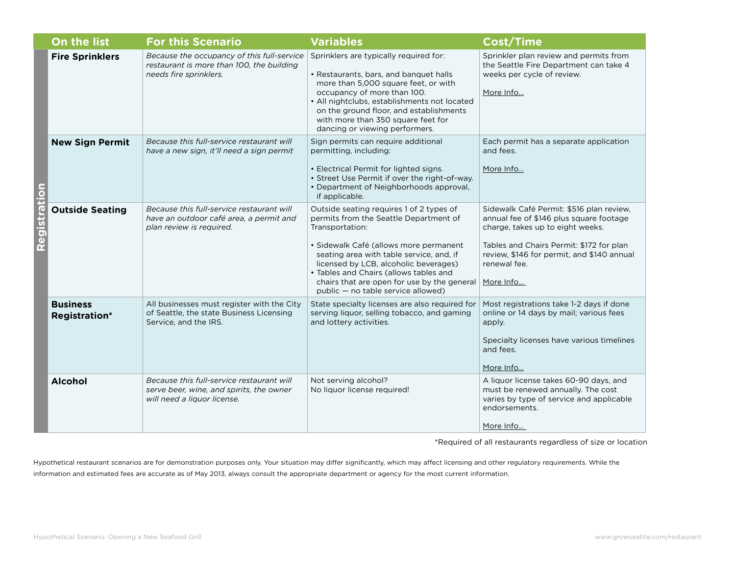| | On the list | For this Scenario | Variables | Cost/Time |
|---|---|---|---|---|
| Registration | **Fire Sprinklers** | *Because the occupancy of this full-service restaurant is more than 100, the building needs fire sprinklers.* | Sprinklers are typically required for:<br><br>• Restaurants, bars, and banquet halls more than 5,000 square feet, or with occupancy of more than 100.<br>• All nightclubs, establishments not located on the ground floor, and establishments with more than 350 square feet for dancing or viewing performers. | Sprinkler plan review and permits from the Seattle Fire Department can take 4 weeks per cycle of review.<br><br>More Info... |
| | **New Sign Permit** | *Because this full-service restaurant will have a new sign, it'll need a sign permit* | Sign permits can require additional permitting, including:<br><br>• Electrical Permit for lighted signs.<br>• Street Use Permit if over the right-of-way.<br>• Department of Neighborhoods approval, if applicable. | Each permit has a separate application and fees.<br><br>More Info... |
| | **Outside Seating** | *Because this full-service restaurant will have an outdoor café area, a permit and plan review is required.* | Outside seating requires 1 of 2 types of permits from the Seattle Department of Transportation:<br><br>• Sidewalk Café (allows more permanent seating area with table service, and, if licensed by LCB, alcoholic beverages)<br>• Tables and Chairs (allows tables and chairs that are open for use by the general public — no table service allowed) | Sidewalk Café Permit: $516 plan review, annual fee of $146 plus square footage charge, takes up to eight weeks.<br><br>Tables and Chairs Permit: $172 for plan review, $146 for permit, and $140 annual renewal fee.<br><br>More Info... |
| | **Business Registration*** | All businesses must register with the City of Seattle, the state Business Licensing Service, and the IRS. | State specialty licenses are also required for serving liquor, selling tobacco, and gaming and lottery activities. | Most registrations take 1-2 days if done online or 14 days by mail; various fees apply.<br><br>Specialty licenses have various timelines and fees.<br><br>More Info... |
| | **Alcohol** | *Because this full-service restaurant will serve beer, wine, and spirits, the owner will need a liquor license.* | Not serving alcohol?<br>No liquor license required! | A liquor license takes 60-90 days, and must be renewed annually. The cost varies by type of service and applicable endorsements.<br><br>More Info... |

*Required of all restaurants regardless of size or location

Hypothetical restaurant scenarios are for demonstration purposes only. Your situation may differ significantly, which may affect licensing and other regulatory requirements. While the information and estimated fees are accurate as of May 2013, always consult the appropriate department or agency for the most current information.